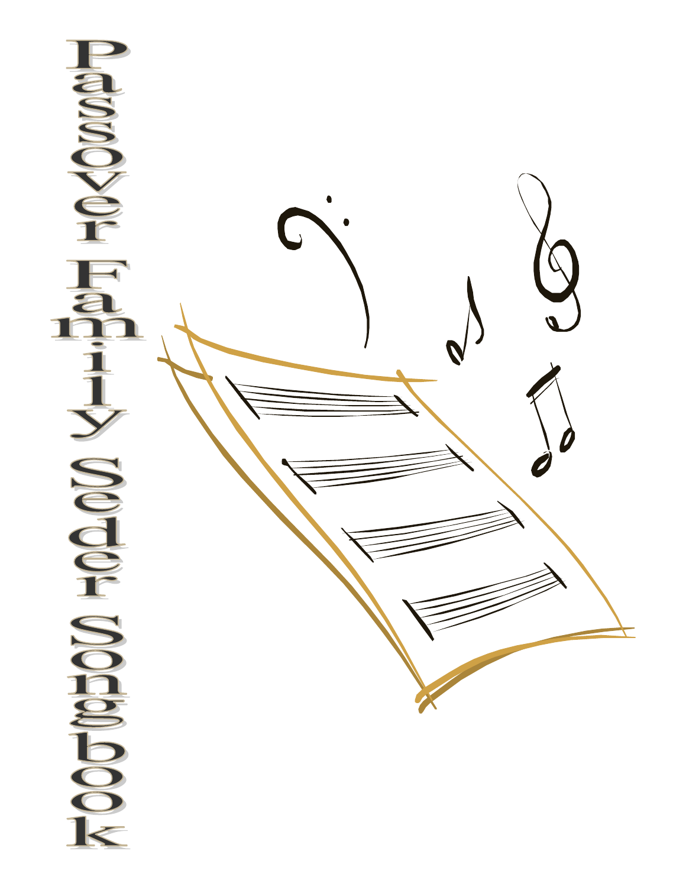# Passover Family Seder Songbook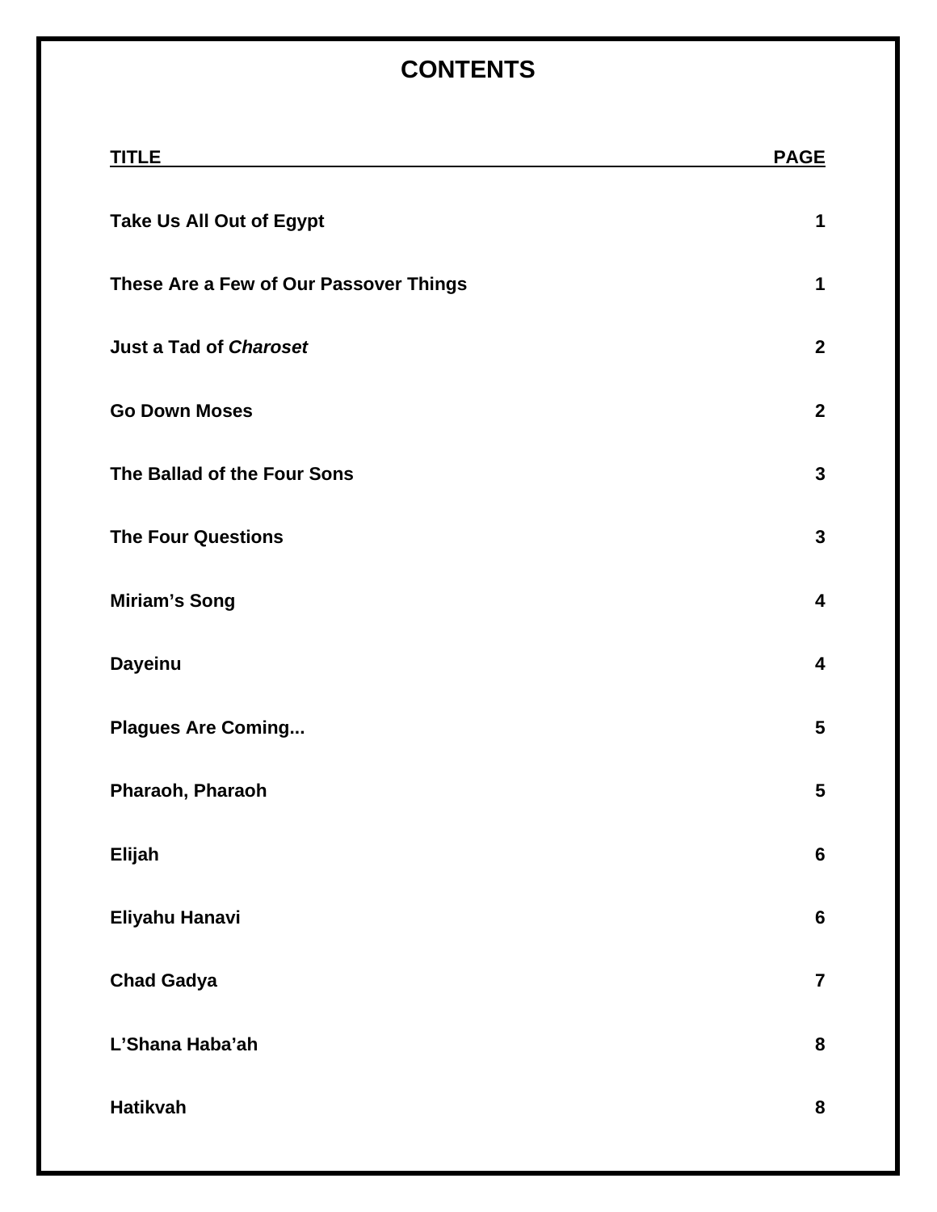# CONTENTS

| TITLE | PAGE |
|---|---|
| **Take Us All Out of Egypt** | **1** |
| **These Are a Few of Our Passover Things** | **1** |
| **Just a Tad of *Charoset*** | **2** |
| **Go Down Moses** | **2** |
| **The Ballad of the Four Sons** | **3** |
| **The Four Questions** | **3** |
| **Miriam's Song** | **4** |
| **Dayeinu** | **4** |
| **Plagues Are Coming...** | **5** |
| **Pharaoh, Pharaoh** | **5** |
| **Elijah** | **6** |
| **Eliyahu Hanavi** | **6** |
| **Chad Gadya** | **7** |
| **L'Shana Haba'ah** | **8** |
| **Hatikvah** | **8** |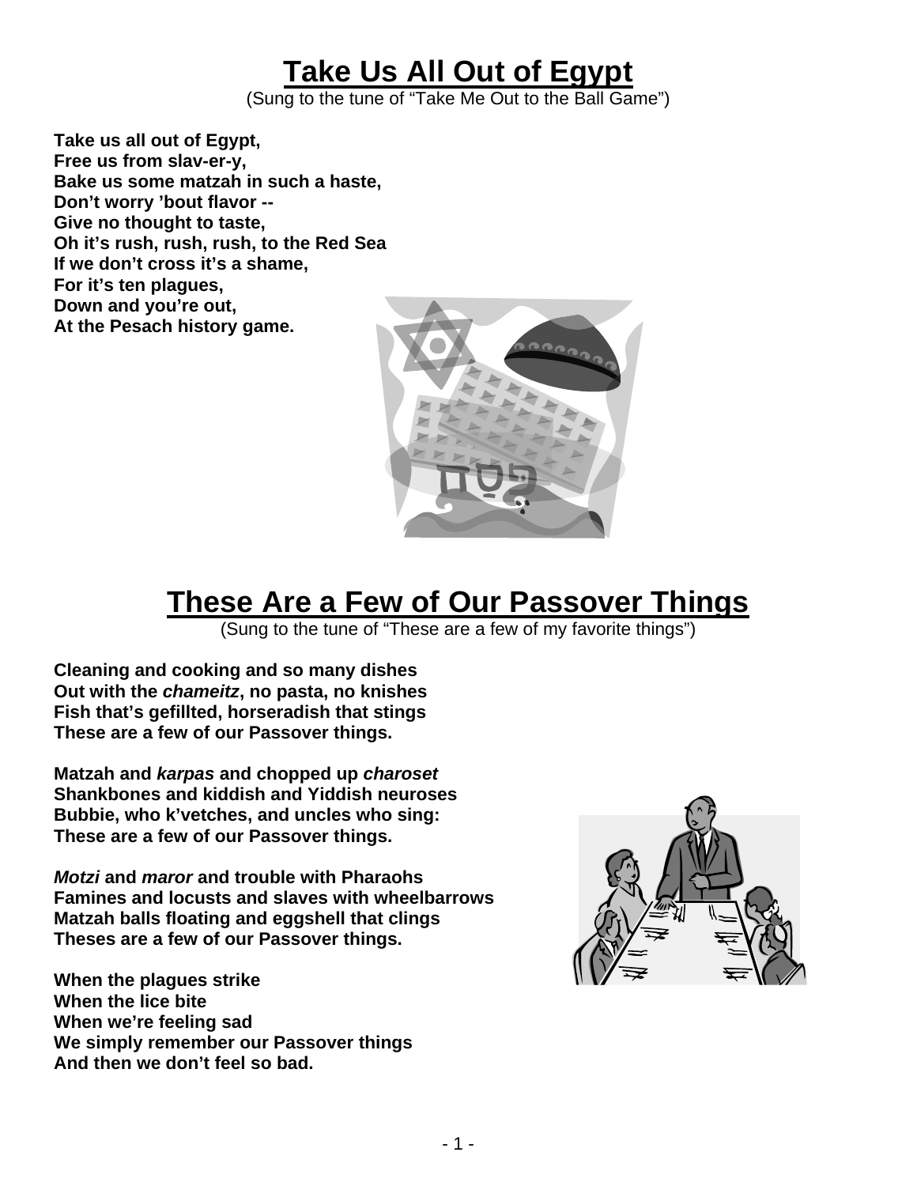# Take Us All Out of Egypt

(Sung to the tune of "Take Me Out to the Ball Game")

**Take us all out of Egypt,**
**Free us from slav-er-y,**
**Bake us some matzah in such a haste,**
**Don't worry 'bout flavor --**
**Give no thought to taste,**
**Oh it's rush, rush, rush, to the Red Sea**
**If we don't cross it's a shame,**
**For it's ten plagues,**
**Down and you're out,**
**At the Pesach history game.**

# These Are a Few of Our Passover Things

(Sung to the tune of "These are a few of my favorite things")

**Cleaning and cooking and so many dishes**
**Out with the *chameitz*, no pasta, no knishes**
**Fish that's gefillted, horseradish that stings**
**These are a few of our Passover things.**

**Matzah and *karpas* and chopped up *charoset***
**Shankbones and kiddish and Yiddish neuroses**
**Bubbie, who k'vetches, and uncles who sing:**
**These are a few of our Passover things.**

***Motzi* and *maror* and trouble with Pharaohs**
**Famines and locusts and slaves with wheelbarrows**
**Matzah balls floating and eggshell that clings**
**Theses are a few of our Passover things.**

**When the plagues strike**
**When the lice bite**
**When we're feeling sad**
**We simply remember our Passover things**
**And then we don't feel so bad.**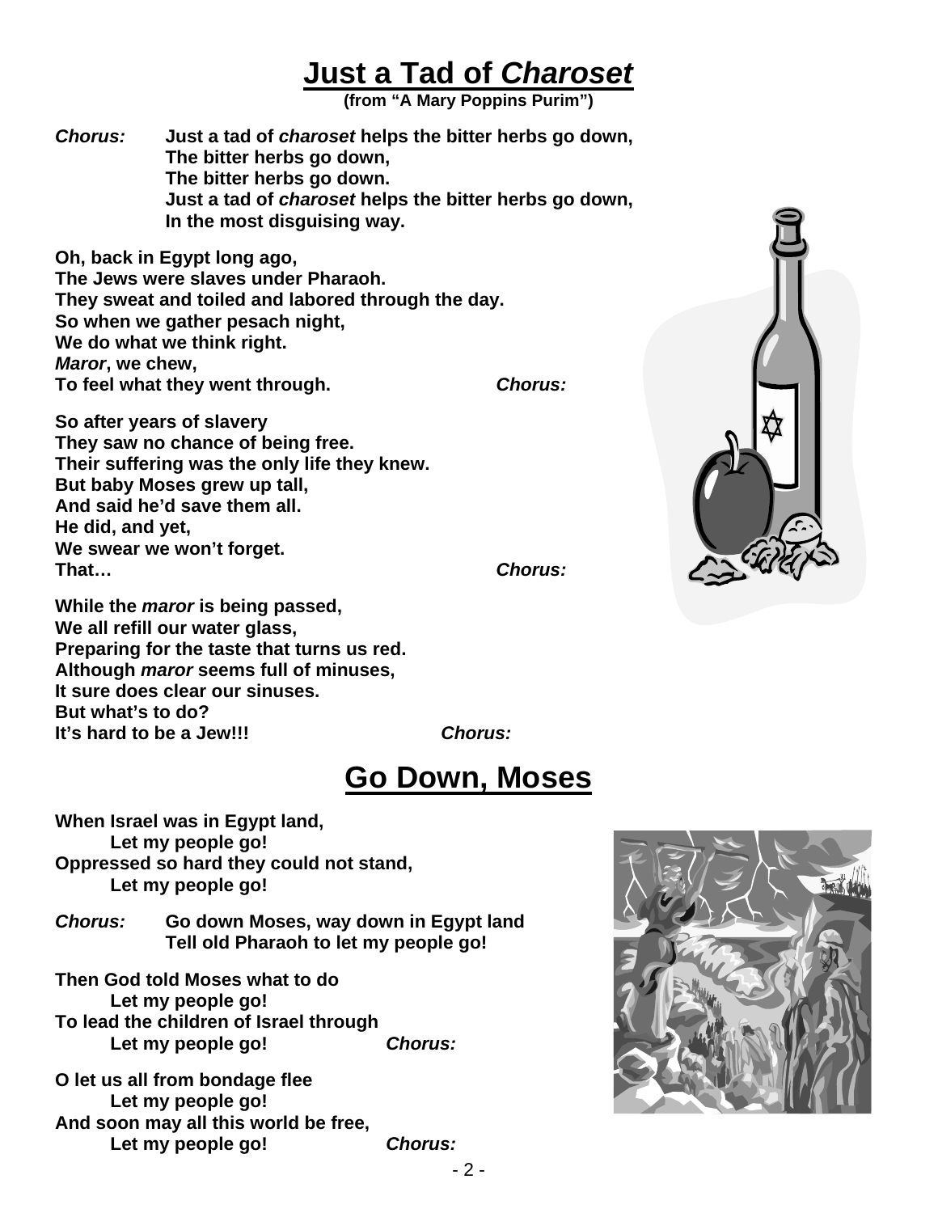# Just a Tad of *Charoset*

**(from "A Mary Poppins Purim")**

***Chorus:*** **Just a tad of *charoset* helps the bitter herbs go down,**
**The bitter herbs go down,**
**The bitter herbs go down.**
**Just a tad of *charoset* helps the bitter herbs go down,**
**In the most disguising way.**

**Oh, back in Egypt long ago,**
**The Jews were slaves under Pharaoh.**
**They sweat and toiled and labored through the day.**
**So when we gather pesach night,**
**We do what we think right.**
***Maror*, we chew,**
**To feel what they went through.** ***Chorus:***

**So after years of slavery**
**They saw no chance of being free.**
**Their suffering was the only life they knew.**
**But baby Moses grew up tall,**
**And said he'd save them all.**
**He did, and yet,**
**We swear we won't forget.**
**That…** ***Chorus:***

**While the *maror* is being passed,**
**We all refill our water glass,**
**Preparing for the taste that turns us red.**
**Although *maror* seems full of minuses,**
**It sure does clear our sinuses.**
**But what's to do?**
**It's hard to be a Jew!!!** ***Chorus:***

# Go Down, Moses

**When Israel was in Egypt land,**
**Let my people go!**
**Oppressed so hard they could not stand,**
**Let my people go!**

***Chorus:*** **Go down Moses, way down in Egypt land**
**Tell old Pharaoh to let my people go!**

**Then God told Moses what to do**
**Let my people go!**
**To lead the children of Israel through**
**Let my people go!** ***Chorus:***

**O let us all from bondage flee**
**Let my people go!**
**And soon may all this world be free,**
**Let my people go!** ***Chorus:***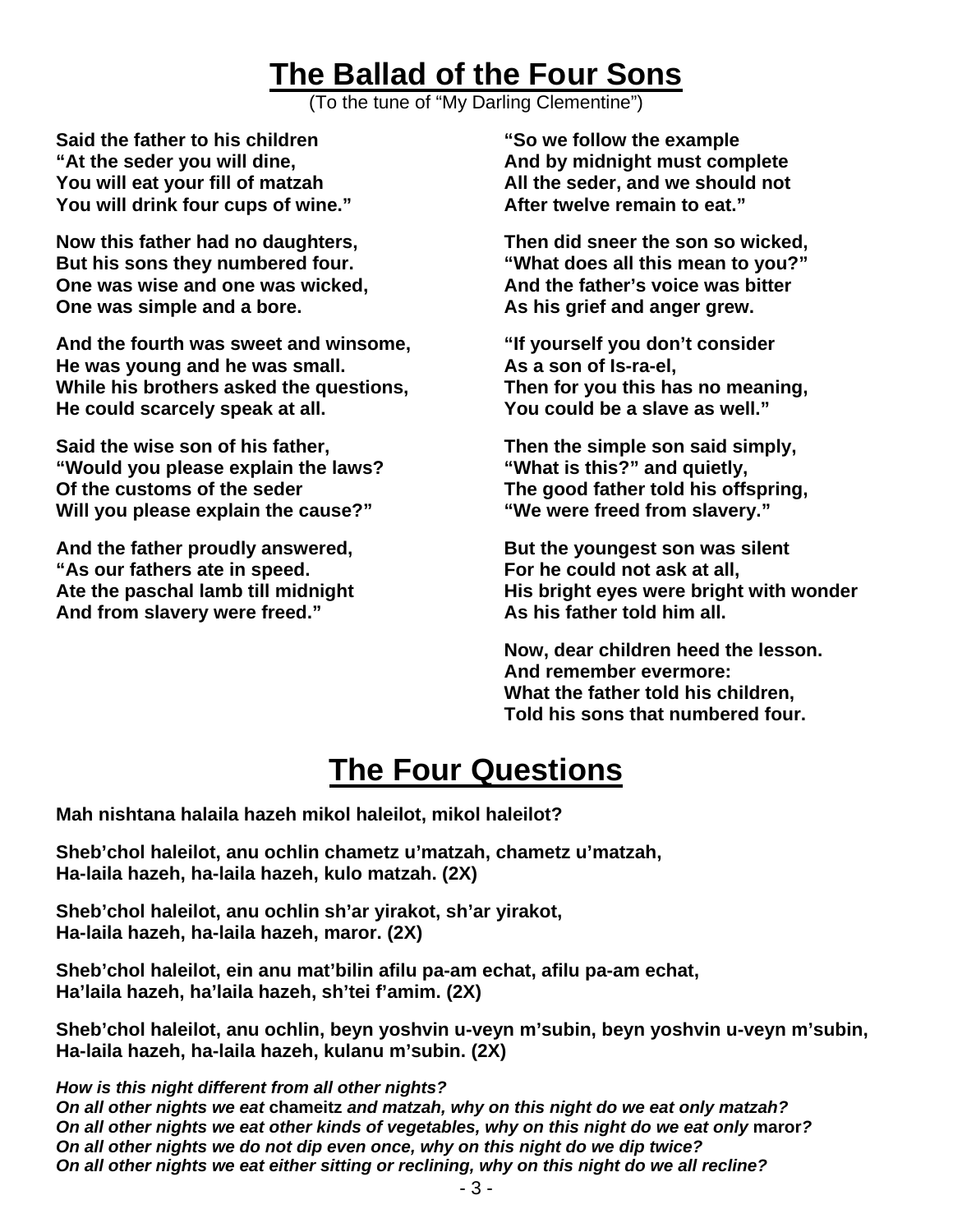# The Ballad of the Four Sons

(To the tune of "My Darling Clementine")

**Said the father to his children**
**"At the seder you will dine,**
**You will eat your fill of matzah**
**You will drink four cups of wine."**

**Now this father had no daughters,**
**But his sons they numbered four.**
**One was wise and one was wicked,**
**One was simple and a bore.**

**And the fourth was sweet and winsome,**
**He was young and he was small.**
**While his brothers asked the questions,**
**He could scarcely speak at all.**

**Said the wise son of his father,**
**"Would you please explain the laws?**
**Of the customs of the seder**
**Will you please explain the cause?"**

**And the father proudly answered,**
**"As our fathers ate in speed.**
**Ate the paschal lamb till midnight**
**And from slavery were freed."**

**"So we follow the example**
**And by midnight must complete**
**All the seder, and we should not**
**After twelve remain to eat."**

**Then did sneer the son so wicked,**
**"What does all this mean to you?"**
**And the father's voice was bitter**
**As his grief and anger grew.**

**"If yourself you don't consider**
**As a son of Is-ra-el,**
**Then for you this has no meaning,**
**You could be a slave as well."**

**Then the simple son said simply,**
**"What is this?" and quietly,**
**The good father told his offspring,**
**"We were freed from slavery."**

**But the youngest son was silent**
**For he could not ask at all,**
**His bright eyes were bright with wonder**
**As his father told him all.**

**Now, dear children heed the lesson.**
**And remember evermore:**
**What the father told his children,**
**Told his sons that numbered four.**

# The Four Questions

**Mah nishtana halaila hazeh mikol haleilot, mikol haleilot?**

**Sheb'chol haleilot, anu ochlin chametz u'matzah, chametz u'matzah,**
**Ha-laila hazeh, ha-laila hazeh, kulo matzah. (2X)**

**Sheb'chol haleilot, anu ochlin sh'ar yirakot, sh'ar yirakot,**
**Ha-laila hazeh, ha-laila hazeh, maror. (2X)**

**Sheb'chol haleilot, ein anu mat'bilin afilu pa-am echat, afilu pa-am echat,**
**Ha'laila hazeh, ha'laila hazeh, sh'tei f'amim. (2X)**

**Sheb'chol haleilot, anu ochlin, beyn yoshvin u-veyn m'subin, beyn yoshvin u-veyn m'subin,**
**Ha-laila hazeh, ha-laila hazeh, kulanu m'subin. (2X)**

***How is this night different from all other nights?***
***On all other nights we eat* chameitz *and matzah, why on this night do we eat only matzah?***
***On all other nights we eat other kinds of vegetables, why on this night do we eat only* maror*?***
***On all other nights we do not dip even once, why on this night do we dip twice?***
***On all other nights we eat either sitting or reclining, why on this night do we all recline?***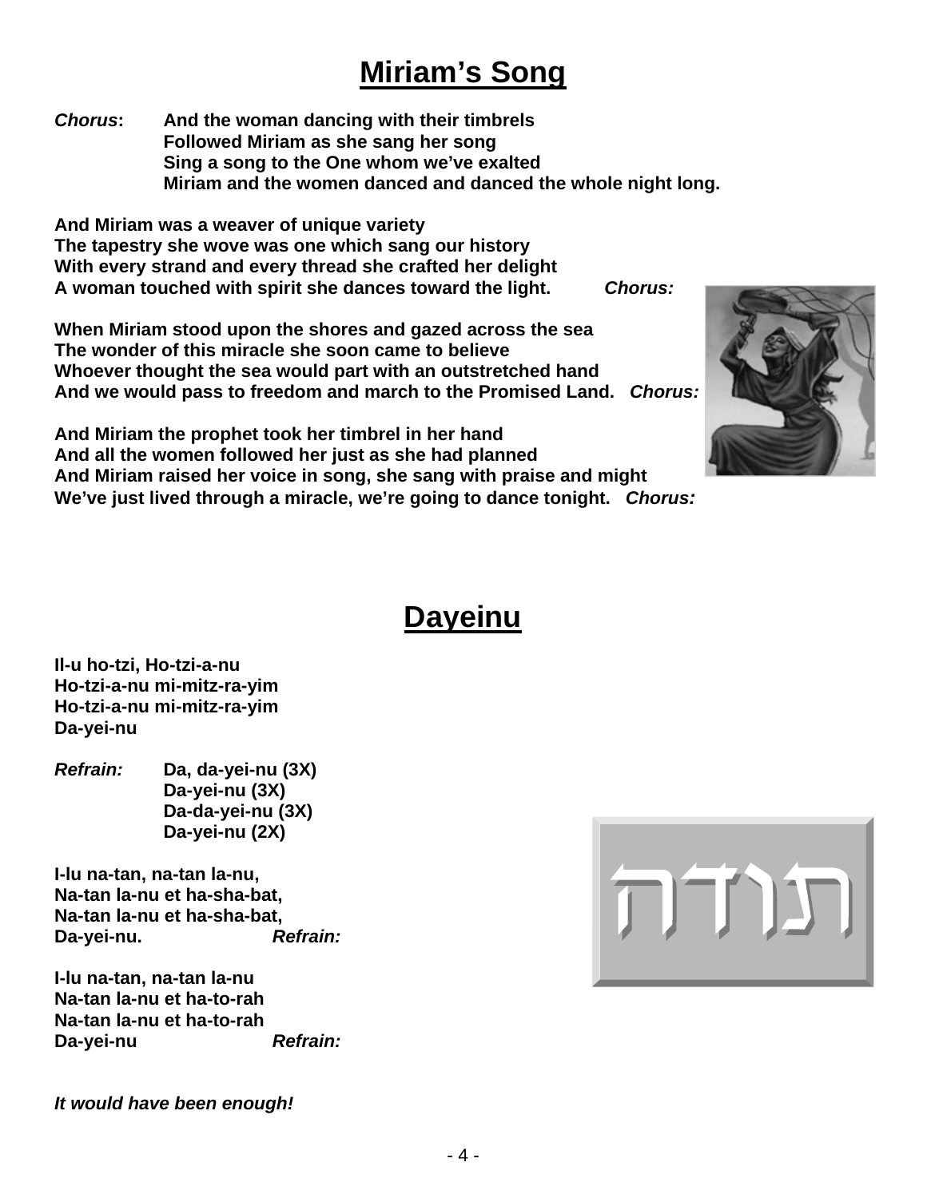# Miriam's Song

***Chorus*:** **And the woman dancing with their timbrels**
**Followed Miriam as she sang her song**
**Sing a song to the One whom we've exalted**
**Miriam and the women danced and danced the whole night long.**

**And Miriam was a weaver of unique variety**
**The tapestry she wove was one which sang our history**
**With every strand and every thread she crafted her delight**
**A woman touched with spirit she dances toward the light.** ***Chorus:***

**When Miriam stood upon the shores and gazed across the sea**
**The wonder of this miracle she soon came to believe**
**Whoever thought the sea would part with an outstretched hand**
**And we would pass to freedom and march to the Promised Land.** ***Chorus:***

**And Miriam the prophet took her timbrel in her hand**
**And all the women followed her just as she had planned**
**And Miriam raised her voice in song, she sang with praise and might**
**We've just lived through a miracle, we're going to dance tonight.** ***Chorus:***

# Dayeinu

**Il-u ho-tzi, Ho-tzi-a-nu**
**Ho-tzi-a-nu mi-mitz-ra-yim**
**Ho-tzi-a-nu mi-mitz-ra-yim**
**Da-yei-nu**

***Refrain:*** **Da, da-yei-nu (3X)**
**Da-yei-nu (3X)**
**Da-da-yei-nu (3X)**
**Da-yei-nu (2X)**

**I-lu na-tan, na-tan la-nu,**
**Na-tan la-nu et ha-sha-bat,**
**Na-tan la-nu et ha-sha-bat,**
**Da-yei-nu.** ***Refrain:***

**I-lu na-tan, na-tan la-nu**
**Na-tan la-nu et ha-to-rah**
**Na-tan la-nu et ha-to-rah**
**Da-yei-nu** ***Refrain:***

תודה

***It would have been enough!***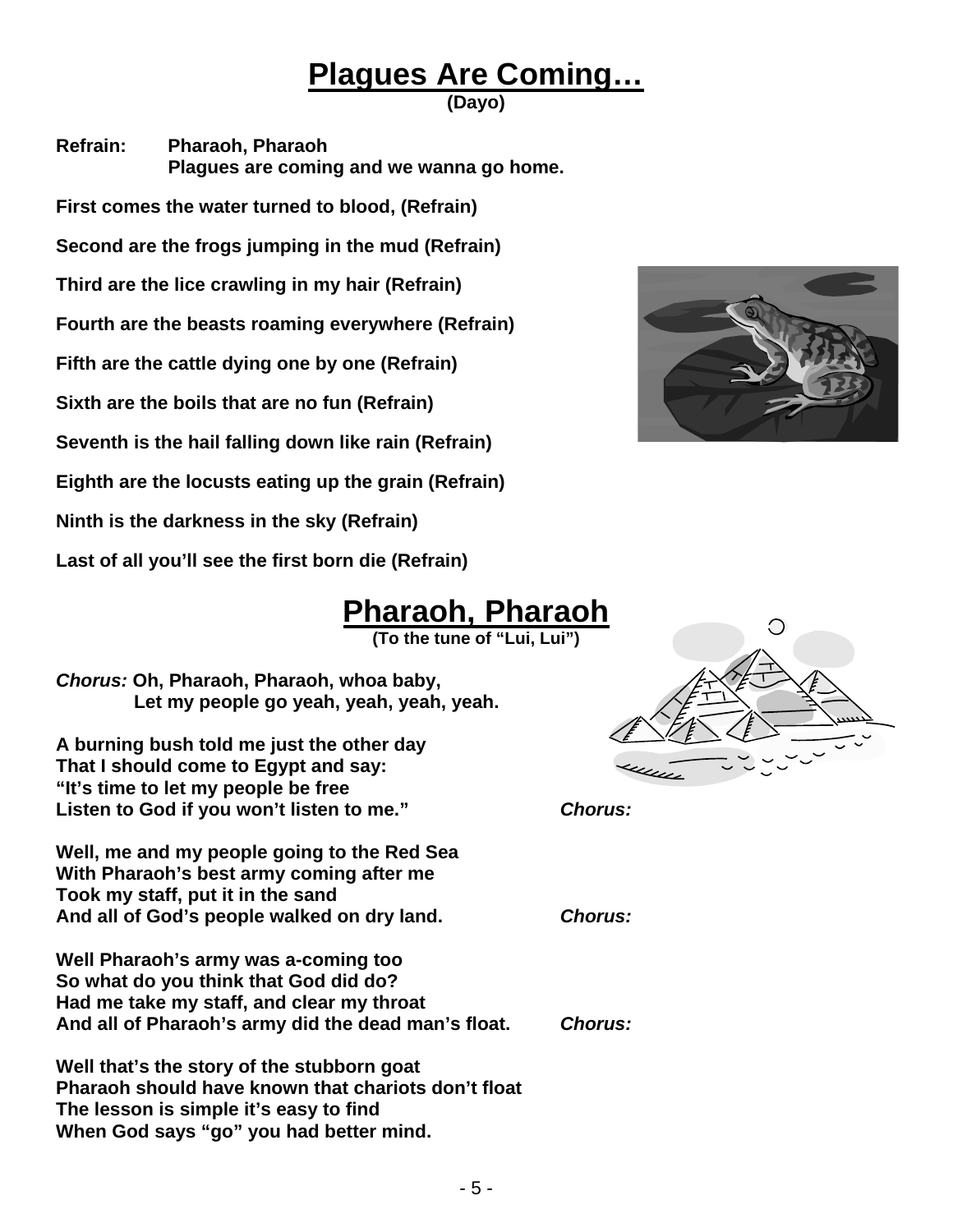# Plagues Are Coming…

**(Dayo)**

**Refrain:** Pharaoh, Pharaoh
Plagues are coming and we wanna go home.

First comes the water turned to blood, (Refrain)

Second are the frogs jumping in the mud (Refrain)

Third are the lice crawling in my hair (Refrain)

Fourth are the beasts roaming everywhere (Refrain)

Fifth are the cattle dying one by one (Refrain)

Sixth are the boils that are no fun (Refrain)

Seventh is the hail falling down like rain (Refrain)

Eighth are the locusts eating up the grain (Refrain)

Ninth is the darkness in the sky (Refrain)

Last of all you'll see the first born die (Refrain)

# Pharaoh, Pharaoh

**(To the tune of "Lui, Lui")**

*Chorus:* Oh, Pharaoh, Pharaoh, whoa baby,
Let my people go yeah, yeah, yeah, yeah.

A burning bush told me just the other day
That I should come to Egypt and say:
"It's time to let my people be free
Listen to God if you won't listen to me." *Chorus:*

Well, me and my people going to the Red Sea
With Pharaoh's best army coming after me
Took my staff, put it in the sand
And all of God's people walked on dry land. *Chorus:*

Well Pharaoh's army was a-coming too
So what do you think that God did do?
Had me take my staff, and clear my throat
And all of Pharaoh's army did the dead man's float. *Chorus:*

Well that's the story of the stubborn goat
Pharaoh should have known that chariots don't float
The lesson is simple it's easy to find
When God says "go" you had better mind.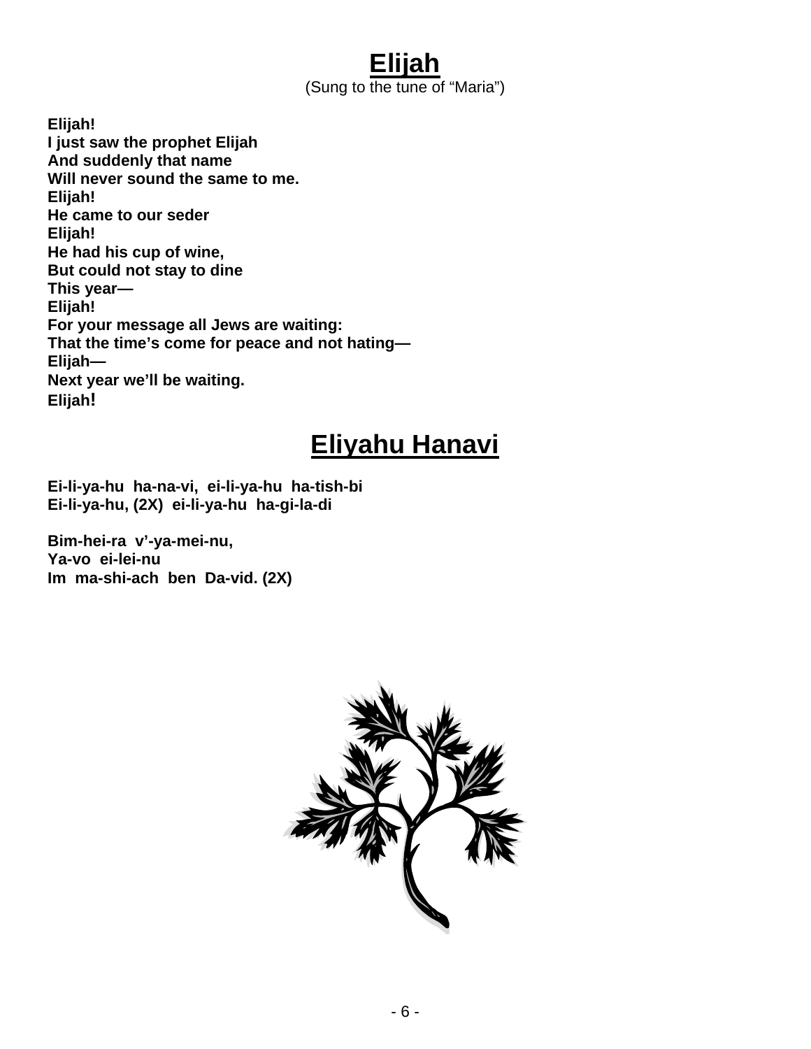# Elijah

(Sung to the tune of "Maria")

**Elijah!**
**I just saw the prophet Elijah**
**And suddenly that name**
**Will never sound the same to me.**
**Elijah!**
**He came to our seder**
**Elijah!**
**He had his cup of wine,**
**But could not stay to dine**
**This year—**
**Elijah!**
**For your message all Jews are waiting:**
**That the time's come for peace and not hating—**
**Elijah—**
**Next year we'll be waiting.**
**Elijah!**

# Eliyahu Hanavi

**Ei-li-ya-hu ha-na-vi, ei-li-ya-hu ha-tish-bi**
**Ei-li-ya-hu, (2X) ei-li-ya-hu ha-gi-la-di**

**Bim-hei-ra v'-ya-mei-nu,**
**Ya-vo ei-lei-nu**
**Im ma-shi-ach ben Da-vid. (2X)**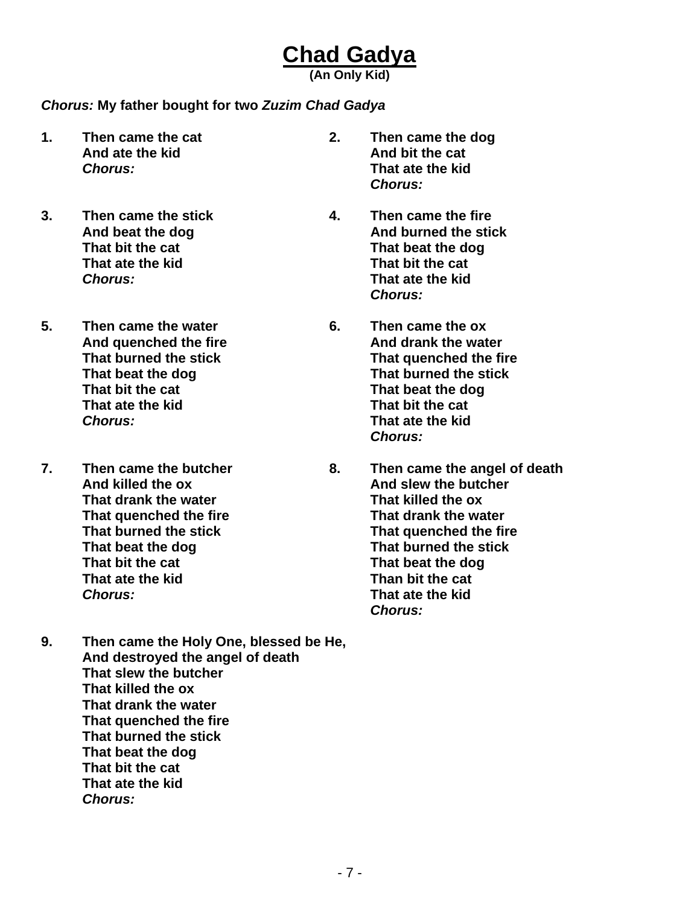# **Chad Gadya**

**(An Only Kid)**

***Chorus:* My father bought for two *Zuzim Chad Gadya***

**1.** Then came the cat
And ate the kid
*Chorus:*

**2.** Then came the dog
And bit the cat
That ate the kid
*Chorus:*

**3.** Then came the stick
And beat the dog
That bit the cat
That ate the kid
*Chorus:*

**4.** Then came the fire
And burned the stick
That beat the dog
That bit the cat
That ate the kid
*Chorus:*

**5.** Then came the water
And quenched the fire
That burned the stick
That beat the dog
That bit the cat
That ate the kid
*Chorus:*

**6.** Then came the ox
And drank the water
That quenched the fire
That burned the stick
That beat the dog
That bit the cat
That ate the kid
*Chorus:*

**7.** Then came the butcher
And killed the ox
That drank the water
That quenched the fire
That burned the stick
That beat the dog
That bit the cat
That ate the kid
*Chorus:*

**8.** Then came the angel of death
And slew the butcher
That killed the ox
That drank the water
That quenched the fire
That burned the stick
That beat the dog
Than bit the cat
That ate the kid
*Chorus:*

**9.** Then came the Holy One, blessed be He,
And destroyed the angel of death
That slew the butcher
That killed the ox
That drank the water
That quenched the fire
That burned the stick
That beat the dog
That bit the cat
That ate the kid
*Chorus:*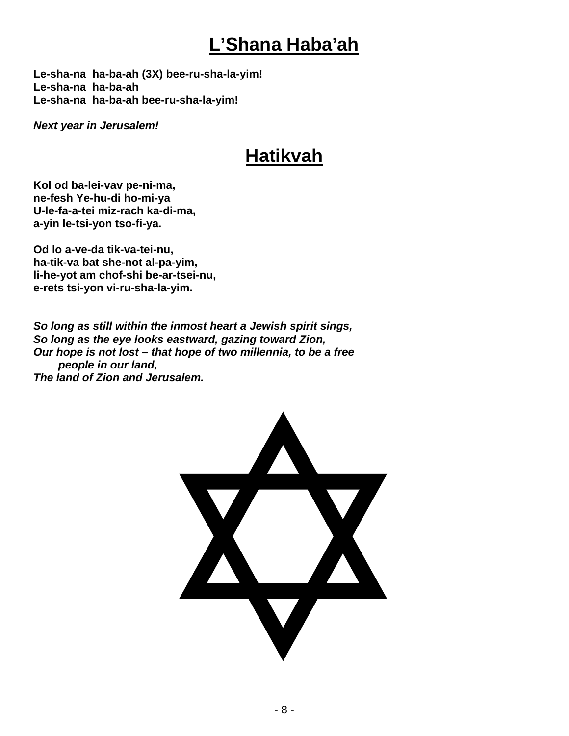# L’Shana Haba’ah

**Le-sha-na ha-ba-ah (3X) bee-ru-sha-la-yim!**
**Le-sha-na ha-ba-ah**
**Le-sha-na ha-ba-ah bee-ru-sha-la-yim!**

***Next year in Jerusalem!***

# Hatikvah

**Kol od ba-lei-vav pe-ni-ma,**
**ne-fesh Ye-hu-di ho-mi-ya**
**U-le-fa-a-tei miz-rach ka-di-ma,**
**a-yin le-tsi-yon tso-fi-ya.**

**Od lo a-ve-da tik-va-tei-nu,**
**ha-tik-va bat she-not al-pa-yim,**
**li-he-yot am chof-shi be-ar-tsei-nu,**
**e-rets tsi-yon vi-ru-sha-la-yim.**

***So long as still within the inmost heart a Jewish spirit sings,***
***So long as the eye looks eastward, gazing toward Zion,***
***Our hope is not lost – that hope of two millennia, to be a free people in our land,***
***The land of Zion and Jerusalem.***